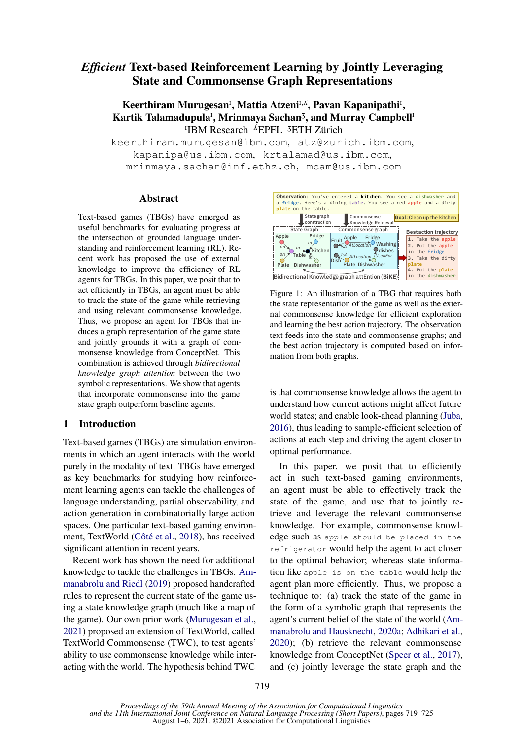# *Efficient* Text-based Reinforcement Learning by Jointly Leveraging State and Commonsense Graph Representations

**Keerthiram Murugesan[1], Mattia Atzeni[1,Λ], Pavan Kapanipathi[1], Kartik Talamadupula[1], Mrinmaya Sachan[3], and Murray Campbell[1]**

[1]IBM Research [Λ]EPFL [3]ETH Zürich

keerthiram.murugesan@ibm.com, atz@zurich.ibm.com, kapanipa@us.ibm.com, krtalamad@us.ibm.com, mrinmaya.sachan@inf.ethz.ch, mcam@us.ibm.com

## Abstract

Text-based games (TBGs) have emerged as useful benchmarks for evaluating progress at the intersection of grounded language understanding and reinforcement learning (RL). Recent work has proposed the use of external knowledge to improve the efficiency of RL agents for TBGs. In this paper, we posit that to act efficiently in TBGs, an agent must be able to track the state of the game while retrieving and using relevant commonsense knowledge. Thus, we propose an agent for TBGs that induces a graph representation of the game state and jointly grounds it with a graph of commonsense knowledge from ConceptNet. This combination is achieved through *bidirectional knowledge graph attention* between the two symbolic representations. We show that agents that incorporate commonsense into the game state graph outperform baseline agents.

## 1 Introduction

Text-based games (TBGs) are simulation environments in which an agent interacts with the world purely in the modality of text. TBGs have emerged as key benchmarks for studying how reinforcement learning agents can tackle the challenges of language understanding, partial observability, and action generation in combinatorially large action spaces. One particular text-based gaming environment, TextWorld (Côté et al., 2018), has received significant attention in recent years.

Recent work has shown the need for additional knowledge to tackle the challenges in TBGs. Ammanabrolu and Riedl (2019) proposed handcrafted rules to represent the current state of the game using a state knowledge graph (much like a map of the game). Our own prior work (Murugesan et al., 2021) proposed an extension of TextWorld, called TextWorld Commonsense (TWC), to test agents' ability to use commonsense knowledge while interacting with the world. The hypothesis behind TWC is that commonsense knowledge allows the agent to understand how current actions might affect future world states; and enable look-ahead planning (Juba, 2016), thus leading to sample-efficient selection of actions at each step and driving the agent closer to optimal performance.

Figure 1: An illustration of a TBG that requires both the state representation of the game as well as the external commonsense knowledge for efficient exploration and learning the best action trajectory. The observation text feeds into the state and commonsense graphs; and the best action trajectory is computed based on information from both graphs.

In this paper, we posit that to efficiently act in such text-based gaming environments, an agent must be able to effectively track the state of the game, and use that to jointly retrieve and leverage the relevant commonsense knowledge. For example, commonsense knowledge such as `apple should be placed in the refrigerator` would help the agent to act closer to the optimal behavior; whereas state information like `apple is on the table` would help the agent plan more efficiently. Thus, we propose a technique to: (a) track the state of the game in the form of a symbolic graph that represents the agent's current belief of the state of the world (Ammanabrolu and Hausknecht, 2020a; Adhikari et al., 2020); (b) retrieve the relevant commonsense knowledge from ConceptNet (Speer et al., 2017), and (c) jointly leverage the state graph and the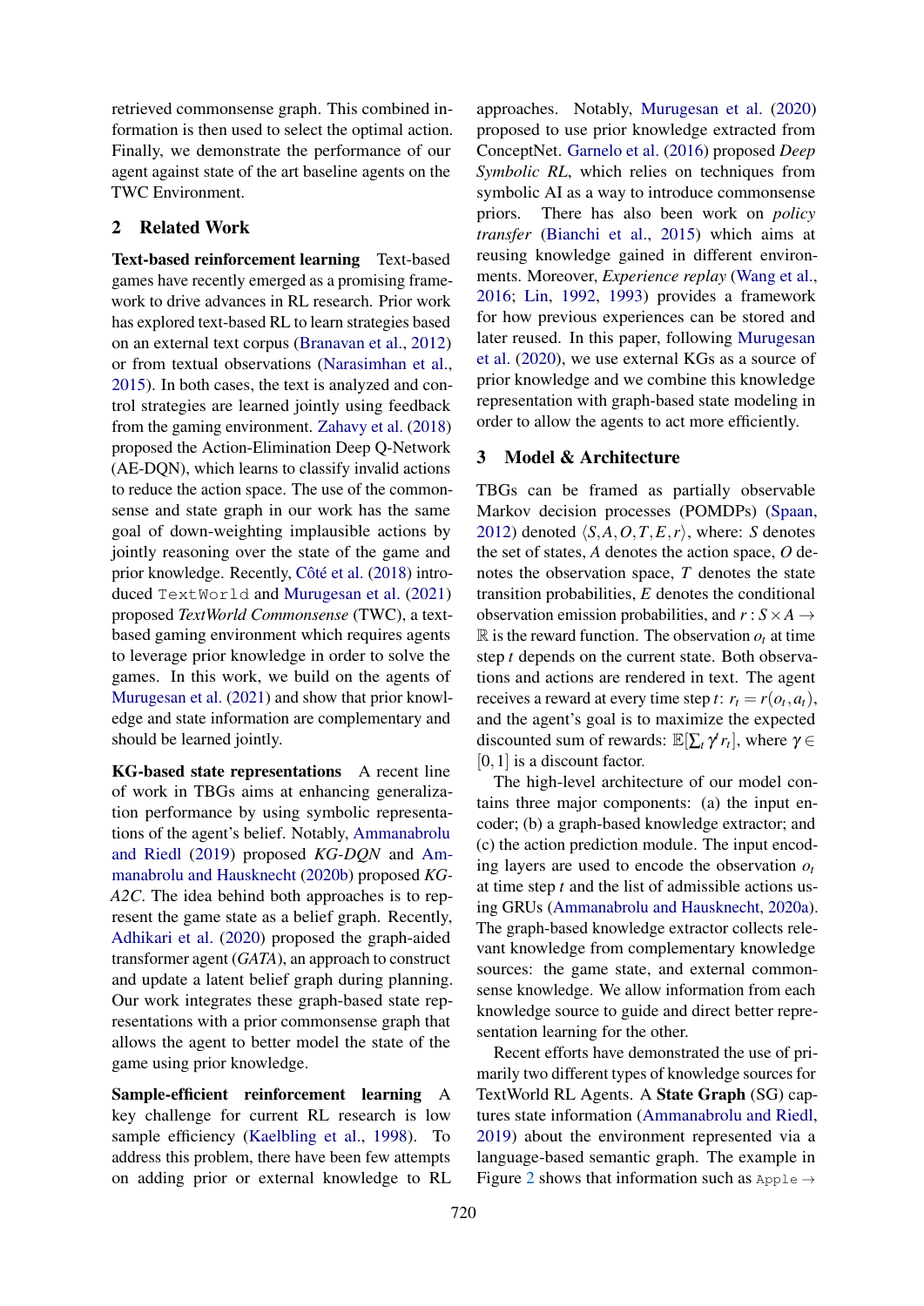retrieved commonsense graph. This combined information is then used to select the optimal action. Finally, we demonstrate the performance of our agent against state of the art baseline agents on the TWC Environment.

## 2 Related Work

**Text-based reinforcement learning** Text-based games have recently emerged as a promising framework to drive advances in RL research. Prior work has explored text-based RL to learn strategies based on an external text corpus (Branavan et al., 2012) or from textual observations (Narasimhan et al., 2015). In both cases, the text is analyzed and control strategies are learned jointly using feedback from the gaming environment. Zahavy et al. (2018) proposed the Action-Elimination Deep Q-Network (AE-DQN), which learns to classify invalid actions to reduce the action space. The use of the commonsense and state graph in our work has the same goal of down-weighting implausible actions by jointly reasoning over the state of the game and prior knowledge. Recently, Côté et al. (2018) introduced `TextWorld` and Murugesan et al. (2021) proposed *TextWorld Commonsense* (TWC), a text-based gaming environment which requires agents to leverage prior knowledge in order to solve the games. In this work, we build on the agents of Murugesan et al. (2021) and show that prior knowledge and state information are complementary and should be learned jointly.

**KG-based state representations** A recent line of work in TBGs aims at enhancing generalization performance by using symbolic representations of the agent's belief. Notably, Ammanabrolu and Riedl (2019) proposed *KG-DQN* and Ammanabrolu and Hausknecht (2020b) proposed *KG-A2C*. The idea behind both approaches is to represent the game state as a belief graph. Recently, Adhikari et al. (2020) proposed the graph-aided transformer agent (*GATA*), an approach to construct and update a latent belief graph during planning. Our work integrates these graph-based state representations with a prior commonsense graph that allows the agent to better model the state of the game using prior knowledge.

**Sample-efficient reinforcement learning** A key challenge for current RL research is low sample efficiency (Kaelbling et al., 1998). To address this problem, there have been few attempts on adding prior or external knowledge to RL approaches. Notably, Murugesan et al. (2020) proposed to use prior knowledge extracted from ConceptNet. Garnelo et al. (2016) proposed *Deep Symbolic RL*, which relies on techniques from symbolic AI as a way to introduce commonsense priors. There has also been work on *policy transfer* (Bianchi et al., 2015) which aims at reusing knowledge gained in different environments. Moreover, *Experience replay* (Wang et al., 2016; Lin, 1992, 1993) provides a framework for how previous experiences can be stored and later reused. In this paper, following Murugesan et al. (2020), we use external KGs as a source of prior knowledge and we combine this knowledge representation with graph-based state modeling in order to allow the agents to act more efficiently.

## 3 Model & Architecture

TBGs can be framed as partially observable Markov decision processes (POMDPs) (Spaan, 2012) denoted $\langle S, A, O, T, E, r \rangle$, where: $S$ denotes the set of states, $A$ denotes the action space, $O$ denotes the observation space, $T$ denotes the state transition probabilities, $E$ denotes the conditional observation emission probabilities, and $r : S \times A \rightarrow \mathbb{R}$ is the reward function. The observation $o_t$ at time step $t$ depends on the current state. Both observations and actions are rendered in text. The agent receives a reward at every time step $t$: $r_t = r(o_t, a_t)$, and the agent's goal is to maximize the expected discounted sum of rewards: $\mathbb{E}[\sum_t \gamma^t r_t]$, where $\gamma \in [0, 1]$ is a discount factor.

The high-level architecture of our model contains three major components: (a) the input encoder; (b) a graph-based knowledge extractor; and (c) the action prediction module. The input encoding layers are used to encode the observation $o_t$ at time step $t$ and the list of admissible actions using GRUs (Ammanabrolu and Hausknecht, 2020a). The graph-based knowledge extractor collects relevant knowledge from complementary knowledge sources: the game state, and external commonsense knowledge. We allow information from each knowledge source to guide and direct better representation learning for the other.

Recent efforts have demonstrated the use of primarily two different types of knowledge sources for TextWorld RL Agents. A **State Graph** (SG) captures state information (Ammanabrolu and Riedl, 2019) about the environment represented via a language-based semantic graph. The example in Figure 2 shows that information such as `Apple` $\rightarrow$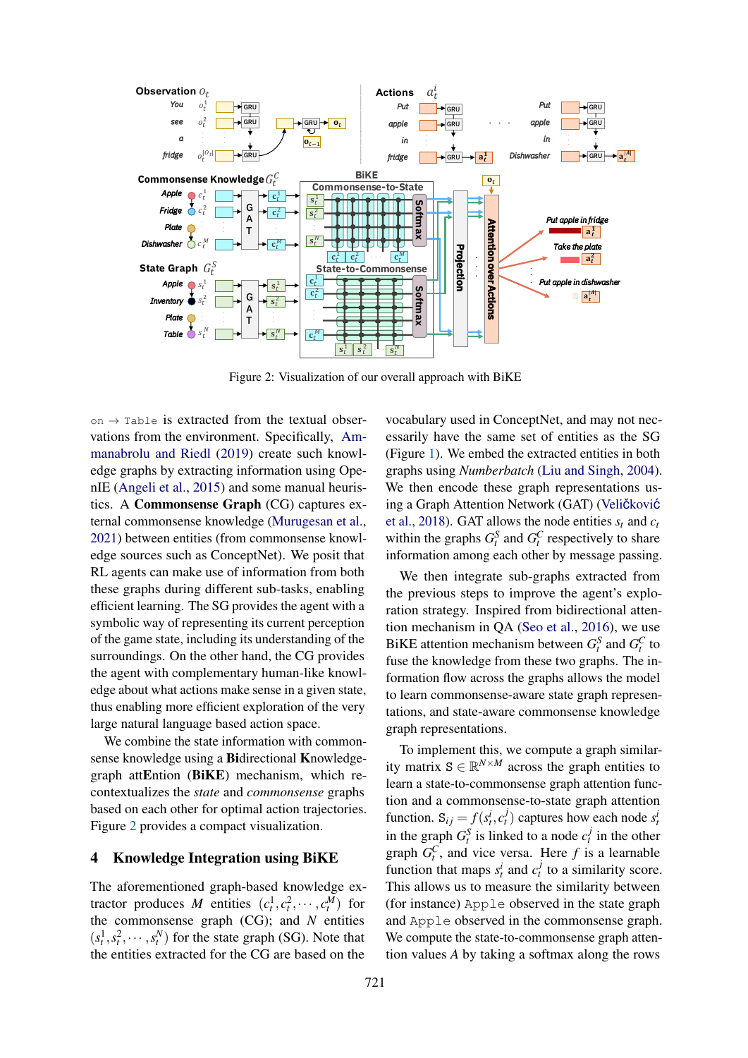Figure 2: Visualization of our overall approach with BiKE

on → Table is extracted from the textual observations from the environment. Specifically, Ammanabrolu and Riedl (2019) create such knowledge graphs by extracting information using OpenIE (Angeli et al., 2015) and some manual heuristics. A **Commonsense Graph** (CG) captures external commonsense knowledge (Murugesan et al., 2021) between entities (from commonsense knowledge sources such as ConceptNet). We posit that RL agents can make use of information from both these graphs during different sub-tasks, enabling efficient learning. The SG provides the agent with a symbolic way of representing its current perception of the game state, including its understanding of the surroundings. On the other hand, the CG provides the agent with complementary human-like knowledge about what actions make sense in a given state, thus enabling more efficient exploration of the very large natural language based action space.

We combine the state information with commonsense knowledge using a **Bi**directional **K**nowledge-graph att**E**ntion (**BiKE**) mechanism, which recontextualizes the *state* and *commonsense* graphs based on each other for optimal action trajectories. Figure 2 provides a compact visualization.

## 4 Knowledge Integration using BiKE

The aforementioned graph-based knowledge extractor produces $M$ entities $(c_t^1, c_t^2, \cdots, c_t^M)$ for the commonsense graph (CG); and $N$ entities $(s_t^1, s_t^2, \cdots, s_t^N)$ for the state graph (SG). Note that the entities extracted for the CG are based on the vocabulary used in ConceptNet, and may not necessarily have the same set of entities as the SG (Figure 1). We embed the extracted entities in both graphs using *Numberbatch* (Liu and Singh, 2004). We then encode these graph representations using a Graph Attention Network (GAT) (Veličković et al., 2018). GAT allows the node entities $s_t$ and $c_t$ within the graphs $G_t^S$ and $G_t^C$ respectively to share information among each other by message passing.

We then integrate sub-graphs extracted from the previous steps to improve the agent's exploration strategy. Inspired from bidirectional attention mechanism in QA (Seo et al., 2016), we use BiKE attention mechanism between $G_t^S$ and $G_t^C$ to fuse the knowledge from these two graphs. The information flow across the graphs allows the model to learn commonsense-aware state graph representations, and state-aware commonsense knowledge graph representations.

To implement this, we compute a graph similarity matrix $\mathsf{S} \in \mathbb{R}^{N \times M}$ across the graph entities to learn a state-to-commonsense graph attention function and a commonsense-to-state graph attention function. $\mathsf{S}_{ij} = f(s_t^i, c_t^j)$ captures how each node $s_t^i$ in the graph $G_t^S$ is linked to a node $c_t^j$ in the other graph $G_t^C$, and vice versa. Here $f$ is a learnable function that maps $s_t^i$ and $c_t^j$ to a similarity score. This allows us to measure the similarity between (for instance) Apple observed in the state graph and Apple observed in the commonsense graph. We compute the state-to-commonsense graph attention values $A$ by taking a softmax along the rows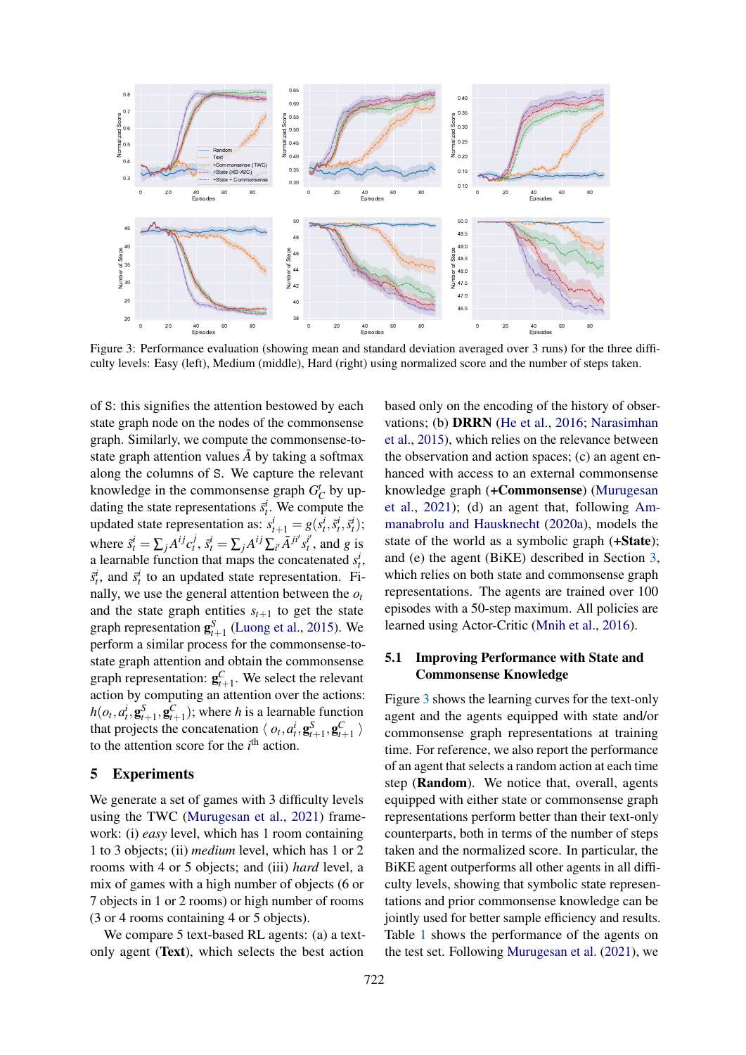Figure 3: Performance evaluation (showing mean and standard deviation averaged over 3 runs) for the three difficulty levels: Easy (left), Medium (middle), Hard (right) using normalized score and the number of steps taken.

of S: this signifies the attention bestowed by each state graph node on the nodes of the commonsense graph. Similarly, we compute the commonsense-to-state graph attention values $\bar{A}$ by taking a softmax along the columns of S. We capture the relevant knowledge in the commonsense graph $G_C^t$ by updating the state representations $\bar{s}_t^i$. We compute the updated state representation as: $s_{t+1}^i = g(s_t^i, \bar{s}_t^i, \bar{\bar{s}}_t^i)$; where $\bar{s}_t^i = \sum_j A^{ij} c_t^j$, $\bar{\bar{s}}_t^i = \sum_j A^{ij} \sum_{i'} \bar{A}^{ji'} s_t^{i'}$, and $g$ is a learnable function that maps the concatenated $s_t^i$, $\bar{s}_t^i$, and $\bar{\bar{s}}_t^i$ to an updated state representation. Finally, we use the general attention between the $o_t$ and the state graph entities $s_{t+1}$ to get the state graph representation $\mathbf{g}_{t+1}^S$ (Luong et al., 2015). We perform a similar process for the commonsense-to-state graph attention and obtain the commonsense graph representation: $\mathbf{g}_{t+1}^C$. We select the relevant action by computing an attention over the actions: $h(o_t, a_t^i, \mathbf{g}_{t+1}^S, \mathbf{g}_{t+1}^C)$; where $h$ is a learnable function that projects the concatenation $\langle\, o_t, a_t^i, \mathbf{g}_{t+1}^S, \mathbf{g}_{t+1}^C \,\rangle$ to the attention score for the $i^{\text{th}}$ action.

## 5 Experiments

We generate a set of games with 3 difficulty levels using the TWC (Murugesan et al., 2021) framework: (i) *easy* level, which has 1 room containing 1 to 3 objects; (ii) *medium* level, which has 1 or 2 rooms with 4 or 5 objects; and (iii) *hard* level, a mix of games with a high number of objects (6 or 7 objects in 1 or 2 rooms) or high number of rooms (3 or 4 rooms containing 4 or 5 objects).

We compare 5 text-based RL agents: (a) a text-only agent (**Text**), which selects the best action based only on the encoding of the history of observations; (b) **DRRN** (He et al., 2016; Narasimhan et al., 2015), which relies on the relevance between the observation and action spaces; (c) an agent enhanced with access to an external commonsense knowledge graph (**+Commonsense**) (Murugesan et al., 2021); (d) an agent that, following Ammanabrolu and Hausknecht (2020a), models the state of the world as a symbolic graph (**+State**); and (e) the agent (BiKE) described in Section 3, which relies on both state and commonsense graph representations. The agents are trained over 100 episodes with a 50-step maximum. All policies are learned using Actor-Critic (Mnih et al., 2016).

### 5.1 Improving Performance with State and Commonsense Knowledge

Figure 3 shows the learning curves for the text-only agent and the agents equipped with state and/or commonsense graph representations at training time. For reference, we also report the performance of an agent that selects a random action at each time step (**Random**). We notice that, overall, agents equipped with either state or commonsense graph representations perform better than their text-only counterparts, both in terms of the number of steps taken and the normalized score. In particular, the BiKE agent outperforms all other agents in all difficulty levels, showing that symbolic state representations and prior commonsense knowledge can be jointly used for better sample efficiency and results. Table 1 shows the performance of the agents on the test set. Following Murugesan et al. (2021), we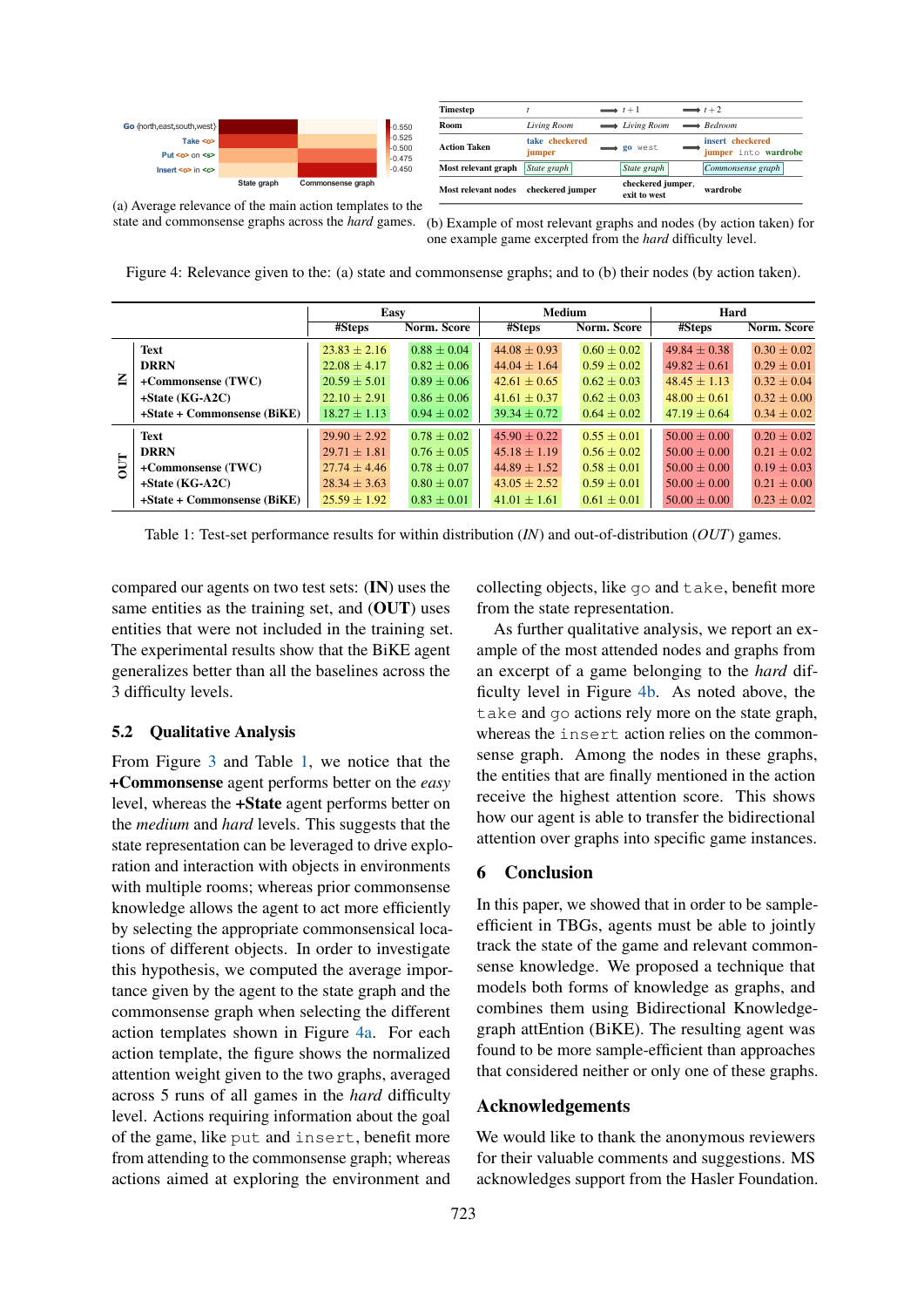(a) Average relevance of the main action templates to the state and commonsense graphs across the *hard* games.

| Timestep | $t$ | ⟶ | $t+1$ | ⟶ | $t+2$ |
|---|---|---|---|---|---|
| Room | Living Room | ⟶ | Living Room | ⟶ | Bedroom |
| Action Taken | take checkered jumper | ⟶ | go west | ⟶ | insert checkered jumper into wardrobe |
| Most relevant graph | State graph | | State graph | | Commonsense graph |
| Most relevant nodes | checkered jumper | | checkered jumper, exit to west | | wardrobe |

(b) Example of most relevant graphs and nodes (by action taken) for one example game excerpted from the *hard* difficulty level.

Figure 4: Relevance given to the: (a) state and commonsense graphs; and to (b) their nodes (by action taken).

| | | Easy | | Medium | | Hard | |
|---|---|---|---|---|---|---|---|
| | | #Steps | Norm. Score | #Steps | Norm. Score | #Steps | Norm. Score |
| IN | Text | 23.83 ± 2.16 | 0.88 ± 0.04 | 44.08 ± 0.93 | 0.60 ± 0.02 | 49.84 ± 0.38 | 0.30 ± 0.02 |
| | DRRN | 22.08 ± 4.17 | 0.82 ± 0.06 | 44.04 ± 1.64 | 0.59 ± 0.02 | 49.82 ± 0.61 | 0.29 ± 0.01 |
| | +Commonsense (TWC) | 20.59 ± 5.01 | 0.89 ± 0.06 | 42.61 ± 0.65 | 0.62 ± 0.03 | 48.45 ± 1.13 | 0.32 ± 0.04 |
| | +State (KG-A2C) | 22.10 ± 2.91 | 0.86 ± 0.06 | 41.61 ± 0.37 | 0.62 ± 0.03 | 48.00 ± 0.61 | 0.32 ± 0.00 |
| | +State + Commonsense (BiKE) | 18.27 ± 1.13 | 0.94 ± 0.02 | 39.34 ± 0.72 | 0.64 ± 0.02 | 47.19 ± 0.64 | 0.34 ± 0.02 |
| OUT | Text | 29.90 ± 2.92 | 0.78 ± 0.02 | 45.90 ± 0.22 | 0.55 ± 0.01 | 50.00 ± 0.00 | 0.20 ± 0.02 |
| | DRRN | 29.71 ± 1.81 | 0.76 ± 0.05 | 45.18 ± 1.19 | 0.56 ± 0.02 | 50.00 ± 0.00 | 0.21 ± 0.02 |
| | +Commonsense (TWC) | 27.74 ± 4.46 | 0.78 ± 0.07 | 44.89 ± 1.52 | 0.58 ± 0.01 | 50.00 ± 0.00 | 0.19 ± 0.03 |
| | +State (KG-A2C) | 28.34 ± 3.63 | 0.80 ± 0.07 | 43.05 ± 2.52 | 0.59 ± 0.01 | 50.00 ± 0.00 | 0.21 ± 0.00 |
| | +State + Commonsense (BiKE) | 25.59 ± 1.92 | 0.83 ± 0.01 | 41.01 ± 1.61 | 0.61 ± 0.01 | 50.00 ± 0.00 | 0.23 ± 0.02 |

Table 1: Test-set performance results for within distribution (*IN*) and out-of-distribution (*OUT*) games.

compared our agents on two test sets: (**IN**) uses the same entities as the training set, and (**OUT**) uses entities that were not included in the training set. The experimental results show that the BiKE agent generalizes better than all the baselines across the 3 difficulty levels.

## 5.2 Qualitative Analysis

From Figure 3 and Table 1, we notice that the **+Commonsense** agent performs better on the *easy* level, whereas the **+State** agent performs better on the *medium* and *hard* levels. This suggests that the state representation can be leveraged to drive exploration and interaction with objects in environments with multiple rooms; whereas prior commonsense knowledge allows the agent to act more efficiently by selecting the appropriate commonsensical locations of different objects. In order to investigate this hypothesis, we computed the average importance given by the agent to the state graph and the commonsense graph when selecting the different action templates shown in Figure 4a. For each action template, the figure shows the normalized attention weight given to the two graphs, averaged across 5 runs of all games in the *hard* difficulty level. Actions requiring information about the goal of the game, like `put` and `insert`, benefit more from attending to the commonsense graph; whereas actions aimed at exploring the environment and collecting objects, like `go` and `take`, benefit more from the state representation.

As further qualitative analysis, we report an example of the most attended nodes and graphs from an excerpt of a game belonging to the *hard* difficulty level in Figure 4b. As noted above, the `take` and `go` actions rely more on the state graph, whereas the `insert` action relies on the commonsense graph. Among the nodes in these graphs, the entities that are finally mentioned in the action receive the highest attention score. This shows how our agent is able to transfer the bidirectional attention over graphs into specific game instances.

# 6 Conclusion

In this paper, we showed that in order to be sample-efficient in TBGs, agents must be able to jointly track the state of the game and relevant commonsense knowledge. We proposed a technique that models both forms of knowledge as graphs, and combines them using Bidirectional Knowledge-graph attEntion (BiKE). The resulting agent was found to be more sample-efficient than approaches that considered neither or only one of these graphs.

## Acknowledgements

We would like to thank the anonymous reviewers for their valuable comments and suggestions. MS acknowledges support from the Hasler Foundation.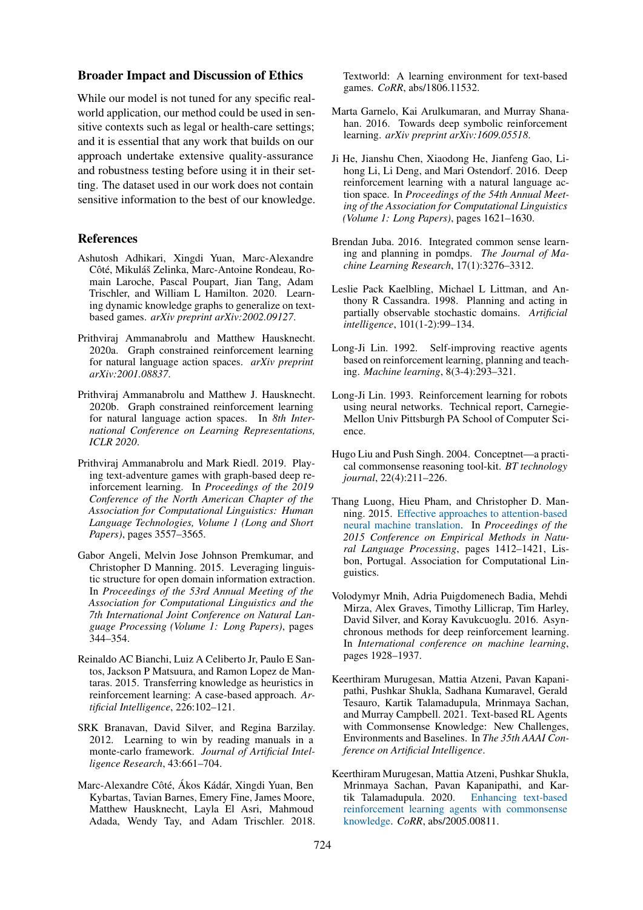## Broader Impact and Discussion of Ethics

While our model is not tuned for any specific real-world application, our method could be used in sensitive contexts such as legal or health-care settings; and it is essential that any work that builds on our approach undertake extensive quality-assurance and robustness testing before using it in their setting. The dataset used in our work does not contain sensitive information to the best of our knowledge.

## References

Ashutosh Adhikari, Xingdi Yuan, Marc-Alexandre Côté, Mikuláš Zelinka, Marc-Antoine Rondeau, Romain Laroche, Pascal Poupart, Jian Tang, Adam Trischler, and William L Hamilton. 2020. Learning dynamic knowledge graphs to generalize on text-based games. *arXiv preprint arXiv:2002.09127*.

Prithviraj Ammanabrolu and Matthew Hausknecht. 2020a. Graph constrained reinforcement learning for natural language action spaces. *arXiv preprint arXiv:2001.08837*.

Prithviraj Ammanabrolu and Matthew J. Hausknecht. 2020b. Graph constrained reinforcement learning for natural language action spaces. In *8th International Conference on Learning Representations, ICLR 2020*.

Prithviraj Ammanabrolu and Mark Riedl. 2019. Playing text-adventure games with graph-based deep reinforcement learning. In *Proceedings of the 2019 Conference of the North American Chapter of the Association for Computational Linguistics: Human Language Technologies, Volume 1 (Long and Short Papers)*, pages 3557–3565.

Gabor Angeli, Melvin Jose Johnson Premkumar, and Christopher D Manning. 2015. Leveraging linguistic structure for open domain information extraction. In *Proceedings of the 53rd Annual Meeting of the Association for Computational Linguistics and the 7th International Joint Conference on Natural Language Processing (Volume 1: Long Papers)*, pages 344–354.

Reinaldo AC Bianchi, Luiz A Celiberto Jr, Paulo E Santos, Jackson P Matsuura, and Ramon Lopez de Mantaras. 2015. Transferring knowledge as heuristics in reinforcement learning: A case-based approach. *Artificial Intelligence*, 226:102–121.

SRK Branavan, David Silver, and Regina Barzilay. 2012. Learning to win by reading manuals in a monte-carlo framework. *Journal of Artificial Intelligence Research*, 43:661–704.

Marc-Alexandre Côté, Ákos Kádár, Xingdi Yuan, Ben Kybartas, Tavian Barnes, Emery Fine, James Moore, Matthew Hausknecht, Layla El Asri, Mahmoud Adada, Wendy Tay, and Adam Trischler. 2018. Textworld: A learning environment for text-based games. *CoRR*, abs/1806.11532.

Marta Garnelo, Kai Arulkumaran, and Murray Shanahan. 2016. Towards deep symbolic reinforcement learning. *arXiv preprint arXiv:1609.05518*.

Ji He, Jianshu Chen, Xiaodong He, Jianfeng Gao, Lihong Li, Li Deng, and Mari Ostendorf. 2016. Deep reinforcement learning with a natural language action space. In *Proceedings of the 54th Annual Meeting of the Association for Computational Linguistics (Volume 1: Long Papers)*, pages 1621–1630.

Brendan Juba. 2016. Integrated common sense learning and planning in pomdps. *The Journal of Machine Learning Research*, 17(1):3276–3312.

Leslie Pack Kaelbling, Michael L Littman, and Anthony R Cassandra. 1998. Planning and acting in partially observable stochastic domains. *Artificial intelligence*, 101(1-2):99–134.

Long-Ji Lin. 1992. Self-improving reactive agents based on reinforcement learning, planning and teaching. *Machine learning*, 8(3-4):293–321.

Long-Ji Lin. 1993. Reinforcement learning for robots using neural networks. Technical report, Carnegie-Mellon Univ Pittsburgh PA School of Computer Science.

Hugo Liu and Push Singh. 2004. Conceptnet—a practical commonsense reasoning tool-kit. *BT technology journal*, 22(4):211–226.

Thang Luong, Hieu Pham, and Christopher D. Manning. 2015. Effective approaches to attention-based neural machine translation. In *Proceedings of the 2015 Conference on Empirical Methods in Natural Language Processing*, pages 1412–1421, Lisbon, Portugal. Association for Computational Linguistics.

Volodymyr Mnih, Adria Puigdomenech Badia, Mehdi Mirza, Alex Graves, Timothy Lillicrap, Tim Harley, David Silver, and Koray Kavukcuoglu. 2016. Asynchronous methods for deep reinforcement learning. In *International conference on machine learning*, pages 1928–1937.

Keerthiram Murugesan, Mattia Atzeni, Pavan Kapanipathi, Pushkar Shukla, Sadhana Kumaravel, Gerald Tesauro, Kartik Talamadupula, Mrinmaya Sachan, and Murray Campbell. 2021. Text-based RL Agents with Commonsense Knowledge: New Challenges, Environments and Baselines. In *The 35th AAAI Conference on Artificial Intelligence*.

Keerthiram Murugesan, Mattia Atzeni, Pushkar Shukla, Mrinmaya Sachan, Pavan Kapanipathi, and Kartik Talamadupula. 2020. Enhancing text-based reinforcement learning agents with commonsense knowledge. *CoRR*, abs/2005.00811.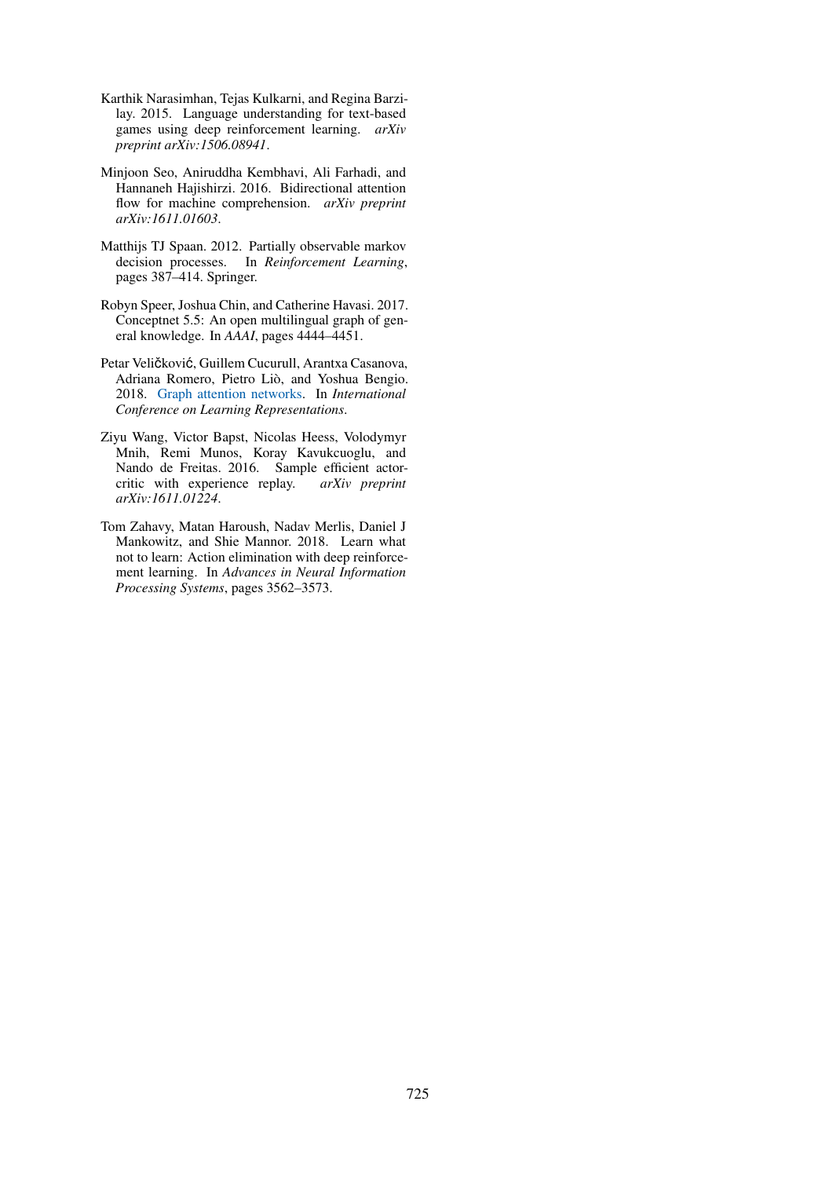Karthik Narasimhan, Tejas Kulkarni, and Regina Barzilay. 2015. Language understanding for text-based games using deep reinforcement learning. *arXiv preprint arXiv:1506.08941*.

Minjoon Seo, Aniruddha Kembhavi, Ali Farhadi, and Hannaneh Hajishirzi. 2016. Bidirectional attention flow for machine comprehension. *arXiv preprint arXiv:1611.01603*.

Matthijs TJ Spaan. 2012. Partially observable markov decision processes. In *Reinforcement Learning*, pages 387–414. Springer.

Robyn Speer, Joshua Chin, and Catherine Havasi. 2017. Conceptnet 5.5: An open multilingual graph of general knowledge. In *AAAI*, pages 4444–4451.

Petar Veličković, Guillem Cucurull, Arantxa Casanova, Adriana Romero, Pietro Liò, and Yoshua Bengio. 2018. Graph attention networks. In *International Conference on Learning Representations*.

Ziyu Wang, Victor Bapst, Nicolas Heess, Volodymyr Mnih, Remi Munos, Koray Kavukcuoglu, and Nando de Freitas. 2016. Sample efficient actor-critic with experience replay. *arXiv preprint arXiv:1611.01224*.

Tom Zahavy, Matan Haroush, Nadav Merlis, Daniel J Mankowitz, and Shie Mannor. 2018. Learn what not to learn: Action elimination with deep reinforcement learning. In *Advances in Neural Information Processing Systems*, pages 3562–3573.